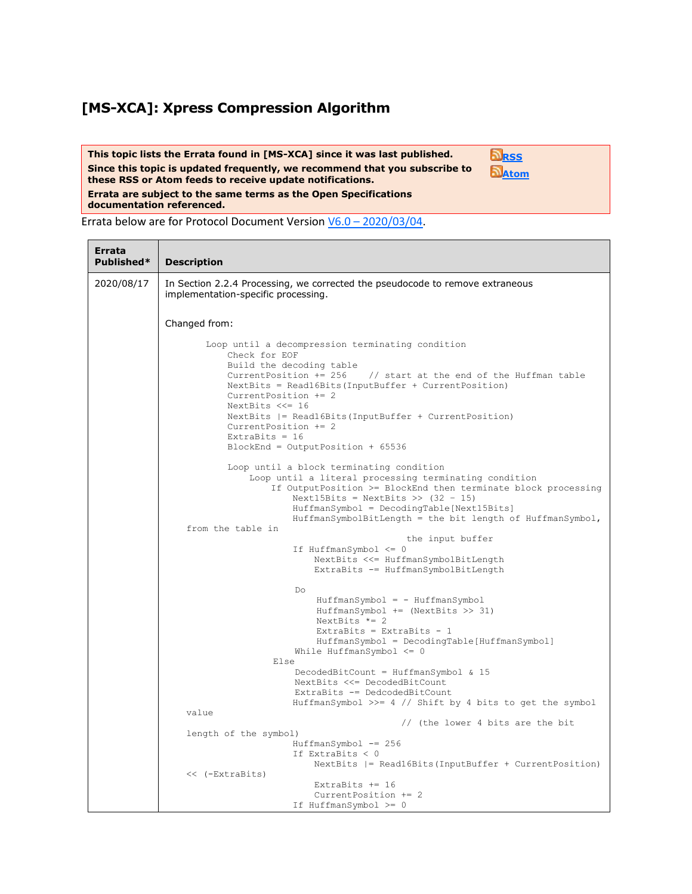# [MS-XCA]: Xpress Compression Algorithm

**This topic lists the Errata found in [MS-XCA] since it was last published.**
**Since this topic is updated frequently, we recommend that you subscribe to these RSS or Atom feeds to receive update notifications.**
**Errata are subject to the same terms as the Open Specifications documentation referenced.**

RSS
Atom

Errata below are for Protocol Document Version V6.0 – 2020/03/04.

| Errata Published* | Description |
|---|---|
| 2020/08/17 | In Section 2.2.4 Processing, we corrected the pseudocode to remove extraneous implementation-specific processing.<br><br>Changed from: |

```
    Loop until a decompression terminating condition
        Check for EOF
        Build the decoding table
        CurrentPosition += 256    // start at the end of the Huffman table
        NextBits = Read16Bits(InputBuffer + CurrentPosition)
        CurrentPosition += 2
        NextBits <<= 16
        NextBits |= Read16Bits(InputBuffer + CurrentPosition)
        CurrentPosition += 2
        ExtraBits = 16
        BlockEnd = OutputPosition + 65536

        Loop until a block terminating condition
            Loop until a literal processing terminating condition
                If OutputPosition >= BlockEnd then terminate block processing
                    Next15Bits = NextBits >> (32 - 15)
                    HuffmanSymbol = DecodingTable[Next15Bits]
                    HuffmanSymbolBitLength = the bit length of HuffmanSymbol,
from the table in
                                           the input buffer
                    If HuffmanSymbol <= 0
                        NextBits <<= HuffmanSymbolBitLength
                        ExtraBits -= HuffmanSymbolBitLength

                    Do
                        HuffmanSymbol = - HuffmanSymbol
                        HuffmanSymbol += (NextBits >> 31)
                        NextBits *= 2
                        ExtraBits = ExtraBits - 1
                        HuffmanSymbol = DecodingTable[HuffmanSymbol]
                    While HuffmanSymbol <= 0
                Else
                    DecodedBitCount = HuffmanSymbol & 15
                    NextBits <<= DecodedBitCount
                    ExtraBits -= DedcodedBitCount
                    HuffmanSymbol >>= 4 // Shift by 4 bits to get the symbol
value
                                          // (the lower 4 bits are the bit
length of the symbol)
                    HuffmanSymbol -= 256
                    If ExtraBits < 0
                        NextBits |= Read16Bits(InputBuffer + CurrentPosition)
<< (-ExtraBits)
                        ExtraBits += 16
                        CurrentPosition += 2
                    If HuffmanSymbol >= 0
```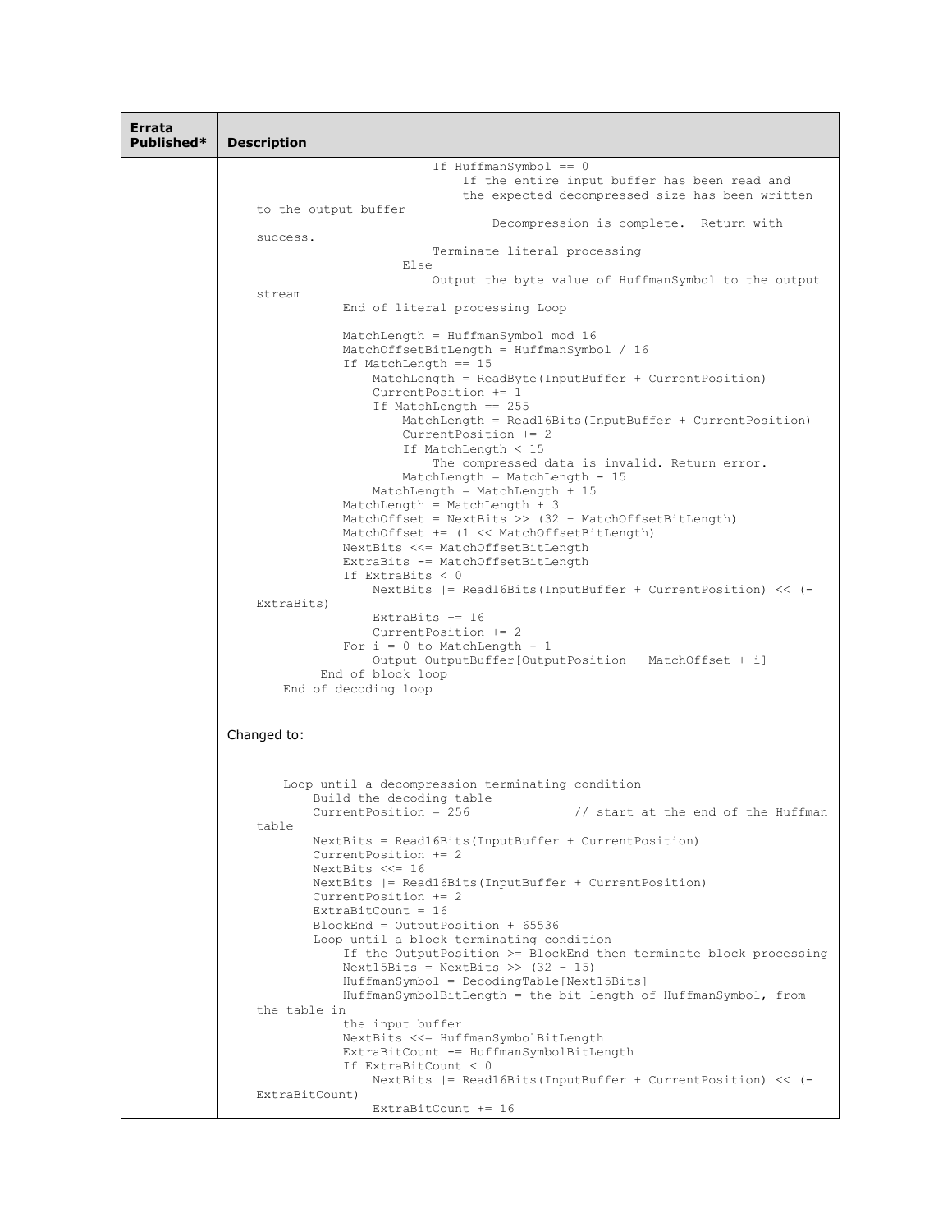| Errata Published* | Description |
| --- | --- |
| | ```<br>                    If HuffmanSymbol == 0<br>                        If the entire input buffer has been read and<br>                        the expected decompressed size has been written<br>to the output buffer<br>                            Decompression is complete.  Return with<br>success.<br>                        Terminate literal processing<br>                    Else<br>                        Output the byte value of HuffmanSymbol to the output<br>stream<br>            End of literal processing Loop<br><br>            MatchLength = HuffmanSymbol mod 16<br>            MatchOffsetBitLength = HuffmanSymbol / 16<br>            If MatchLength == 15<br>                MatchLength = ReadByte(InputBuffer + CurrentPosition)<br>                CurrentPosition += 1<br>                If MatchLength == 255<br>                    MatchLength = Read16Bits(InputBuffer + CurrentPosition)<br>                    CurrentPosition += 2<br>                    If MatchLength < 15<br>                        The compressed data is invalid. Return error.<br>                    MatchLength = MatchLength - 15<br>                MatchLength = MatchLength + 15<br>            MatchLength = MatchLength + 3<br>            MatchOffset = NextBits >> (32 - MatchOffsetBitLength)<br>            MatchOffset += (1 << MatchOffsetBitLength)<br>            NextBits <<= MatchOffsetBitLength<br>            ExtraBits -= MatchOffsetBitLength<br>            If ExtraBits < 0<br>                NextBits \|= Read16Bits(InputBuffer + CurrentPosition) << (-<br>ExtraBits)<br>                ExtraBits += 16<br>                CurrentPosition += 2<br>            For i = 0 to MatchLength - 1<br>                Output OutputBuffer[OutputPosition - MatchOffset + i]<br>        End of block loop<br>    End of decoding loop<br>```<br><br>Changed to:<br><br>```<br>    Loop until a decompression terminating condition<br>        Build the decoding table<br>        CurrentPosition = 256              // start at the end of the Huffman<br>table<br>        NextBits = Read16Bits(InputBuffer + CurrentPosition)<br>        CurrentPosition += 2<br>        NextBits <<= 16<br>        NextBits \|= Read16Bits(InputBuffer + CurrentPosition)<br>        CurrentPosition += 2<br>        ExtraBitCount = 16<br>        BlockEnd = OutputPosition + 65536<br>        Loop until a block terminating condition<br>            If the OutputPosition >= BlockEnd then terminate block processing<br>            Next15Bits = NextBits >> (32 - 15)<br>            HuffmanSymbol = DecodingTable[Next15Bits]<br>            HuffmanSymbolBitLength = the bit length of HuffmanSymbol, from<br>the table in<br>            the input buffer<br>            NextBits <<= HuffmanSymbolBitLength<br>            ExtraBitCount -= HuffmanSymbolBitLength<br>            If ExtraBitCount < 0<br>                NextBits \|= Read16Bits(InputBuffer + CurrentPosition) << (-<br>ExtraBitCount)<br>                ExtraBitCount += 16<br>``` |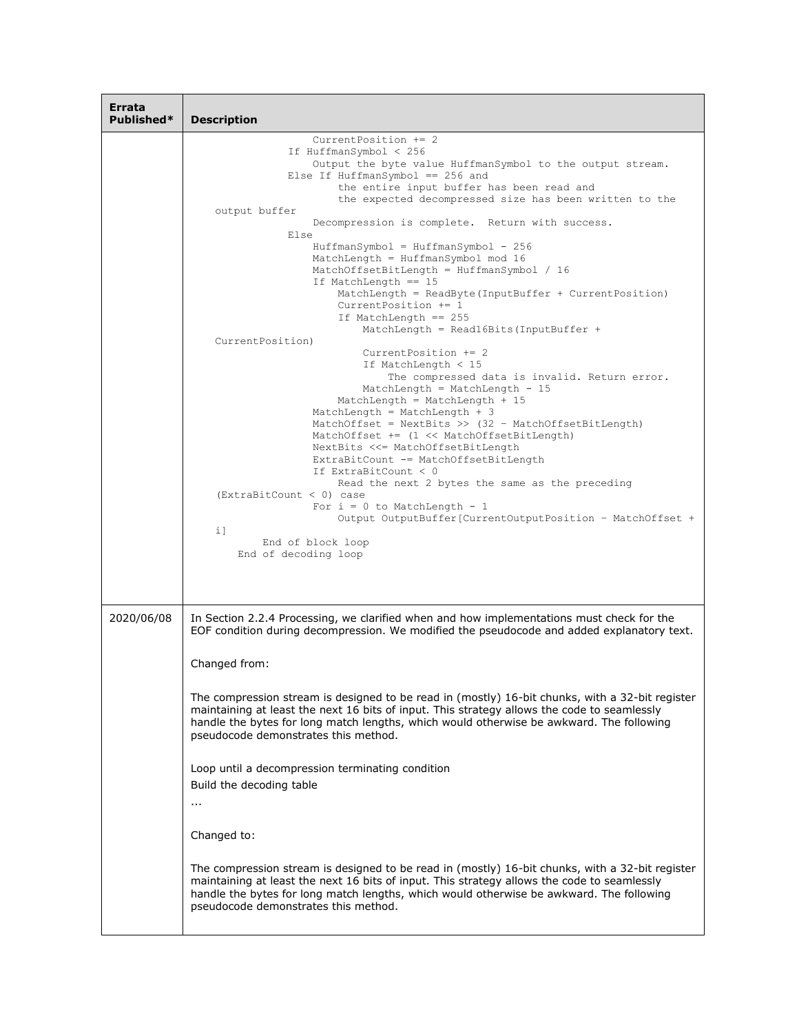| Errata Published* | Description |
| --- | --- |
| | `CurrentPosition += 2`<br>`If HuffmanSymbol < 256`<br>`Output the byte value HuffmanSymbol to the output stream.`<br>`Else If HuffmanSymbol == 256 and`<br>`the entire input buffer has been read and`<br>`the expected decompressed size has been written to the output buffer`<br>`Decompression is complete.  Return with success.`<br>`Else`<br>`HuffmanSymbol = HuffmanSymbol - 256`<br>`MatchLength = HuffmanSymbol mod 16`<br>`MatchOffsetBitLength = HuffmanSymbol / 16`<br>`If MatchLength == 15`<br>`MatchLength = ReadByte(InputBuffer + CurrentPosition)`<br>`CurrentPosition += 1`<br>`If MatchLength == 255`<br>`MatchLength = Read16Bits(InputBuffer + CurrentPosition)`<br>`CurrentPosition += 2`<br>`If MatchLength < 15`<br>`The compressed data is invalid. Return error.`<br>`MatchLength = MatchLength - 15`<br>`MatchLength = MatchLength + 15`<br>`MatchLength = MatchLength + 3`<br>`MatchOffset = NextBits >> (32 - MatchOffsetBitLength)`<br>`MatchOffset += (1 << MatchOffsetBitLength)`<br>`NextBits <<= MatchOffsetBitLength`<br>`ExtraBitCount -= MatchOffsetBitLength`<br>`If ExtraBitCount < 0`<br>`Read the next 2 bytes the same as the preceding (ExtraBitCount < 0) case`<br>`For i = 0 to MatchLength - 1`<br>`Output OutputBuffer[CurrentOutputPosition - MatchOffset + i]`<br>`End of block loop`<br>`End of decoding loop` |
| 2020/06/08 | In Section 2.2.4 Processing, we clarified when and how implementations must check for the EOF condition during decompression. We modified the pseudocode and added explanatory text.<br><br>Changed from:<br><br>The compression stream is designed to be read in (mostly) 16-bit chunks, with a 32-bit register maintaining at least the next 16 bits of input. This strategy allows the code to seamlessly handle the bytes for long match lengths, which would otherwise be awkward. The following pseudocode demonstrates this method.<br><br>Loop until a decompression terminating condition<br>Build the decoding table<br>...<br><br>Changed to:<br><br>The compression stream is designed to be read in (mostly) 16-bit chunks, with a 32-bit register maintaining at least the next 16 bits of input. This strategy allows the code to seamlessly handle the bytes for long match lengths, which would otherwise be awkward. The following pseudocode demonstrates this method. |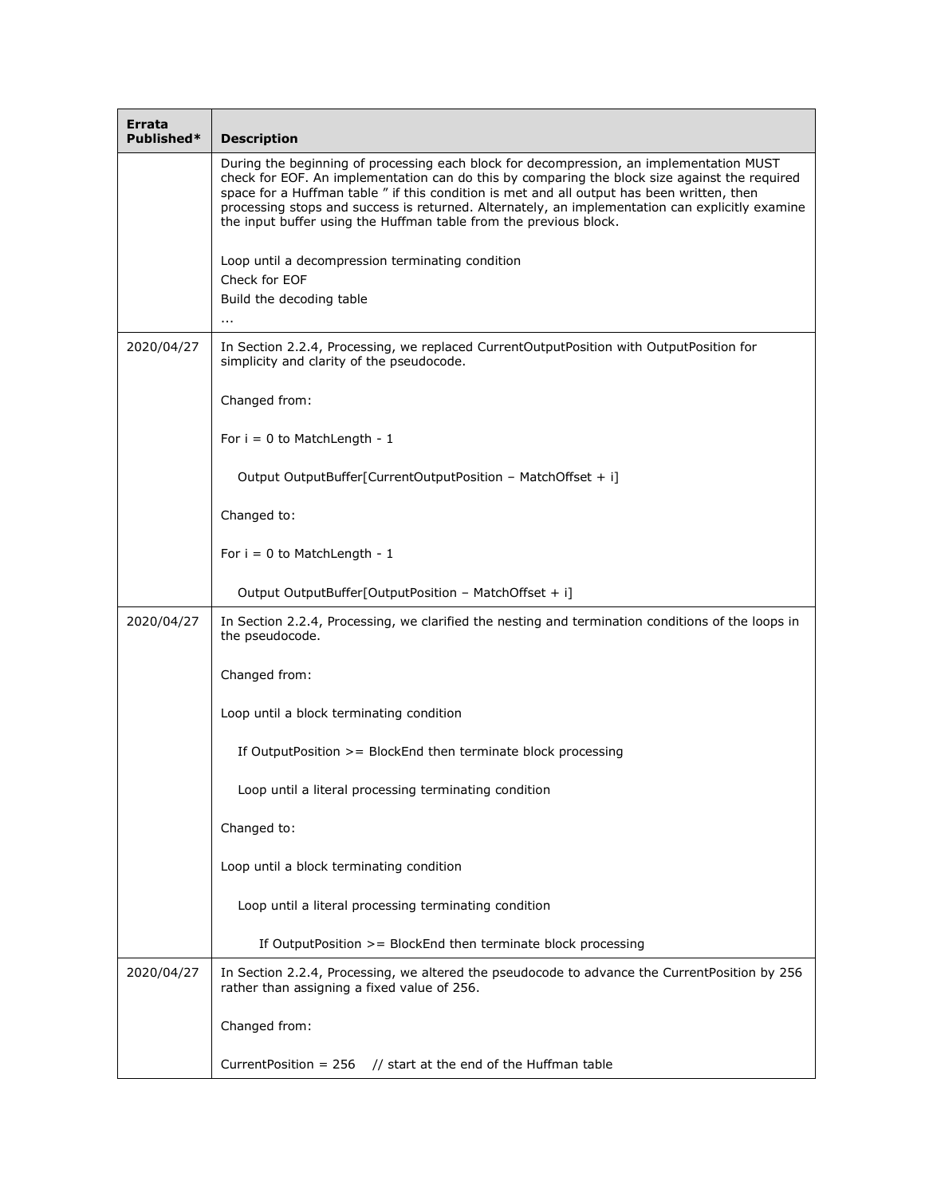| Errata Published* | Description |
| --- | --- |
| | During the beginning of processing each block for decompression, an implementation MUST check for EOF. An implementation can do this by comparing the block size against the required space for a Huffman table " if this condition is met and all output has been written, then processing stops and success is returned. Alternately, an implementation can explicitly examine the input buffer using the Huffman table from the previous block.<br><br>Loop until a decompression terminating condition<br>Check for EOF<br>Build the decoding table<br>... |
| 2020/04/27 | In Section 2.2.4, Processing, we replaced CurrentOutputPosition with OutputPosition for simplicity and clarity of the pseudocode.<br><br>Changed from:<br><br>For i = 0 to MatchLength - 1<br><br>&nbsp;&nbsp;&nbsp;&nbsp;Output OutputBuffer[CurrentOutputPosition – MatchOffset + i]<br><br>Changed to:<br><br>For i = 0 to MatchLength - 1<br><br>&nbsp;&nbsp;&nbsp;&nbsp;Output OutputBuffer[OutputPosition – MatchOffset + i] |
| 2020/04/27 | In Section 2.2.4, Processing, we clarified the nesting and termination conditions of the loops in the pseudocode.<br><br>Changed from:<br><br>Loop until a block terminating condition<br><br>&nbsp;&nbsp;&nbsp;&nbsp;If OutputPosition >= BlockEnd then terminate block processing<br><br>&nbsp;&nbsp;&nbsp;&nbsp;Loop until a literal processing terminating condition<br><br>Changed to:<br><br>Loop until a block terminating condition<br><br>&nbsp;&nbsp;&nbsp;&nbsp;Loop until a literal processing terminating condition<br><br>&nbsp;&nbsp;&nbsp;&nbsp;&nbsp;&nbsp;&nbsp;&nbsp;If OutputPosition >= BlockEnd then terminate block processing |
| 2020/04/27 | In Section 2.2.4, Processing, we altered the pseudocode to advance the CurrentPosition by 256 rather than assigning a fixed value of 256.<br><br>Changed from:<br><br>CurrentPosition = 256 &nbsp;&nbsp;&nbsp;// start at the end of the Huffman table |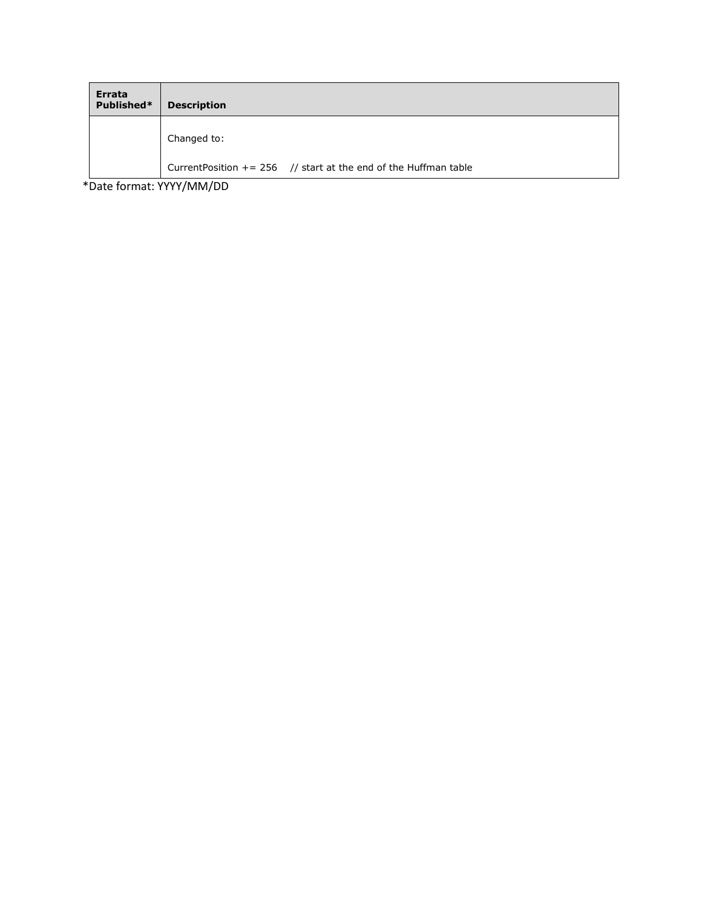| Errata Published* | Description |
| --- | --- |
| | Changed to:<br><br>CurrentPosition += 256    // start at the end of the Huffman table |

*Date format: YYYY/MM/DD